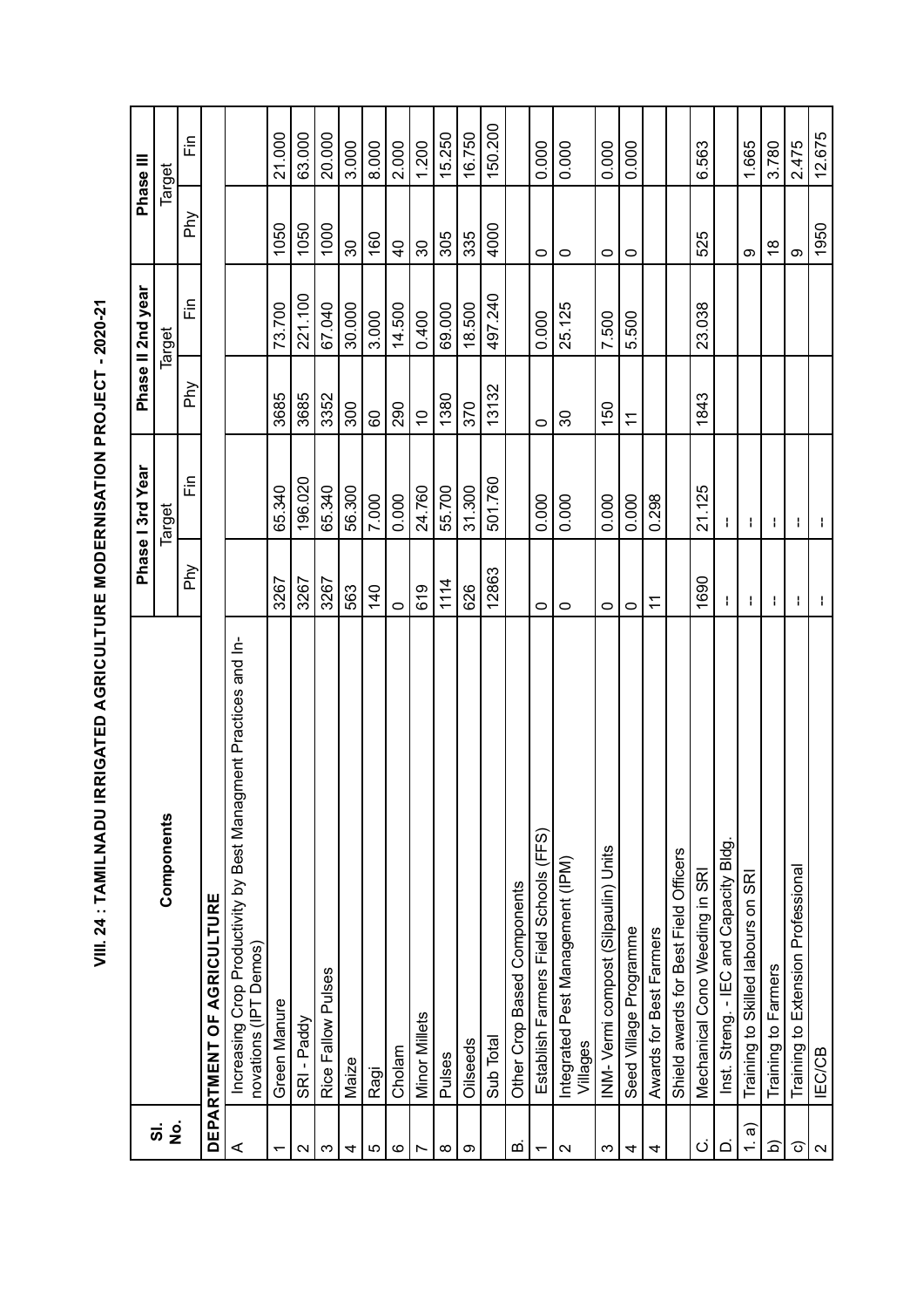# VIII. 24 : TAMILNADU IRRIGATED AGRICULTURE MODERNISATION PROJECT - 2020-21

| Sl. No. | Components | Phase I 3rd Year | | Phase II 2nd year | | Phase III | |
|---|---|---|---|---|---|---|---|
| | | Target | | Target | | Target | |
| | | Phy | Fin | Phy | Fin | Phy | Fin |
| **DEPARTMENT OF AGRICULTURE** | | | | | | | |
| A | Increasing Crop Productivity by Best Managment Practices and Innovations (IPT Demos) | | | | | | |
| 1 | Green Manure | 3267 | 65.340 | 3685 | 73.700 | 1050 | 21.000 |
| 2 | SRI - Paddy | 3267 | 196.020 | 3685 | 221.100 | 1050 | 63.000 |
| 3 | Rice Fallow Pulses | 3267 | 65.340 | 3352 | 67.040 | 1000 | 20.000 |
| 4 | Maize | 563 | 56.300 | 300 | 30.000 | 30 | 3.000 |
| 5 | Ragi | 140 | 7.000 | 60 | 3.000 | 160 | 8.000 |
| 6 | Cholam | 0 | 0.000 | 290 | 14.500 | 40 | 2.000 |
| 7 | Minor Millets | 619 | 24.760 | 10 | 0.400 | 30 | 1.200 |
| 8 | Pulses | 1114 | 55.700 | 1380 | 69.000 | 305 | 15.250 |
| 9 | Oilseeds | 626 | 31.300 | 370 | 18.500 | 335 | 16.750 |
| | Sub Total | 12863 | 501.760 | 13132 | 497.240 | 4000 | 150.200 |
| B. | Other Crop Based Components | | | | | | |
| 1 | Establish Farmers Field Schools (FFS) | 0 | 0.000 | 0 | 0.000 | 0 | 0.000 |
| 2 | Integrated Pest Management (IPM) Villages | 0 | 0.000 | 30 | 25.125 | 0 | 0.000 |
| 3 | INM- Vermi compost (Silpaulin) Units | 0 | 0.000 | 150 | 7.500 | 0 | 0.000 |
| 4 | Seed Village Programme | 0 | 0.000 | 11 | 5.500 | 0 | 0.000 |
| 4 | Awards for Best Farmers | 11 | 0.298 | | | | |
| | Shield awards for Best Field Officers | | | | | | |
| C. | Mechanical Cono Weeding in SRI | 1690 | 21.125 | 1843 | 23.038 | 525 | 6.563 |
| D. | Inst. Streng. - IEC and Capacity Bldg. | -- | -- | | | | |
| 1. a) | Training to Skilled labours on SRI | -- | -- | | | 9 | 1.665 |
| b) | Training to Farmers | -- | -- | | | 18 | 3.780 |
| c) | Training to Extension Professional | -- | -- | | | 9 | 2.475 |
| 2 | IEC/CB | -- | -- | | | 1950 | 12.675 |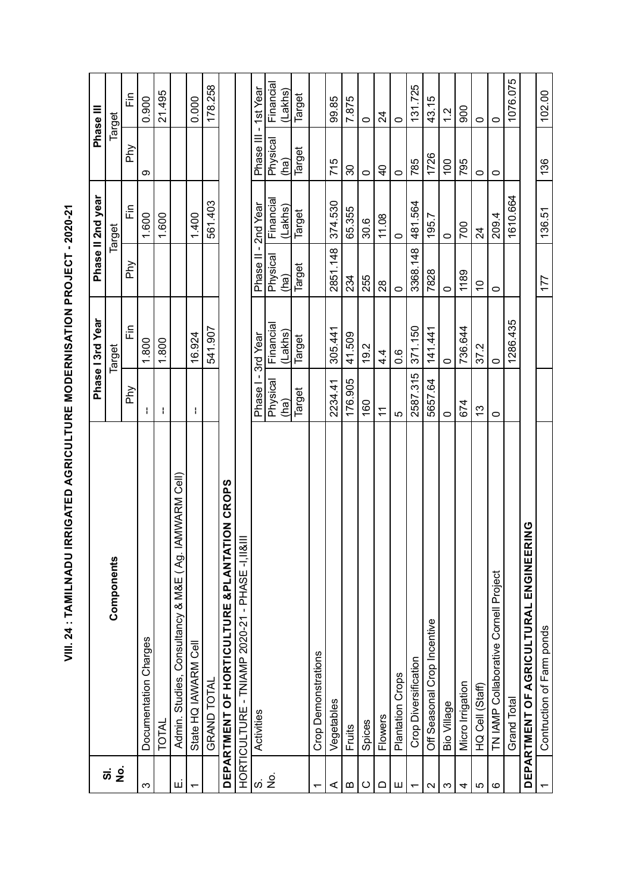# VIII. 24 : TAMILNADU IRRIGATED AGRICULTURE MODERNISATION PROJECT - 2020-21

| Sl. No. | Components | Phase I 3rd Year | | Phase II 2nd year | | Phase III | |
|---|---|---|---|---|---|---|---|
| | | Target | | Target | | Target | |
| | | Phy | Fin | Phy | Fin | Phy | Fin |
| 3 | Documentation Charges | -- | 1.800 | | 1.600 | 9 | 0.900 |
| | TOTAL | -- | 1.800 | | 1.600 | | 21.495 |
| E. | Admin. Studies, Consultancy & M&E ( Ag. IAMWARM Cell) | | | | | | |
| 1 | State HQ IAWARM Cell | -- | 16.924 | | 1.400 | | 0.000 |
| | GRAND TOTAL | | 541.907 | | 561.403 | | 178.258 |
| **DEPARTMENT OF HORTICULTURE &PLANTATION CROPS** | | | | | | | |
| HORTICULTURE - TNIAMP 2020-21 - PHASE -I,II&III | | | | | | | |
| S. No. | Activities | Phase I - 3rd Year | | Phase II - 2nd Year | | Phase III - 1st Year | |
| | | Physical (ha) | Financial (Lakhs) | Physical (ha) | Financial (Lakhs) | Physical (ha) | Financial (Lakhs) |
| | | Target | Target | Target | Target | Target | Target |
| 1 | Crop Demonstrations | | | | | | |
| A | Vegetables | 2234.41 | 305.441 | 2851.148 | 374.530 | 715 | 99.85 |
| B | Fruits | 176.905 | 41.509 | 234 | 65.355 | 30 | 7.875 |
| C | Spices | 160 | 19.2 | 255 | 30.6 | 0 | 0 |
| D | Flowers | 11 | 4.4 | 28 | 11.08 | 40 | 24 |
| E | Plantation Crops | 5 | 0.6 | 0 | 0 | 0 | 0 |
| 1 | Crop Diversification | 2587.315 | 371.150 | 3368.148 | 481.564 | 785 | 131.725 |
| 2 | Off Seasonal Crop Incentive | 5657.64 | 141.441 | 7828 | 195.7 | 1726 | 43.15 |
| 3 | Bio Village | 0 | 0 | 0 | 0 | 100 | 1.2 |
| 4 | Micro Irrigation | 674 | 736.644 | 1189 | 700 | 795 | 900 |
| 5 | HQ Cell (Staff) | 13 | 37.2 | 10 | 24 | 0 | 0 |
| 6 | TN IAMP Collaborative Cornell Project | 0 | 0 | 0 | 209.4 | 0 | 0 |
| | Grand Total | | 1286.435 | | 1610.664 | | 1076.075 |
| **DEPARTMENT OF AGRICULTURAL ENGINEERING** | | | | | | | |
| 1 | Contruction of Farm ponds | | | 177 | 136.51 | 136 | 102.00 |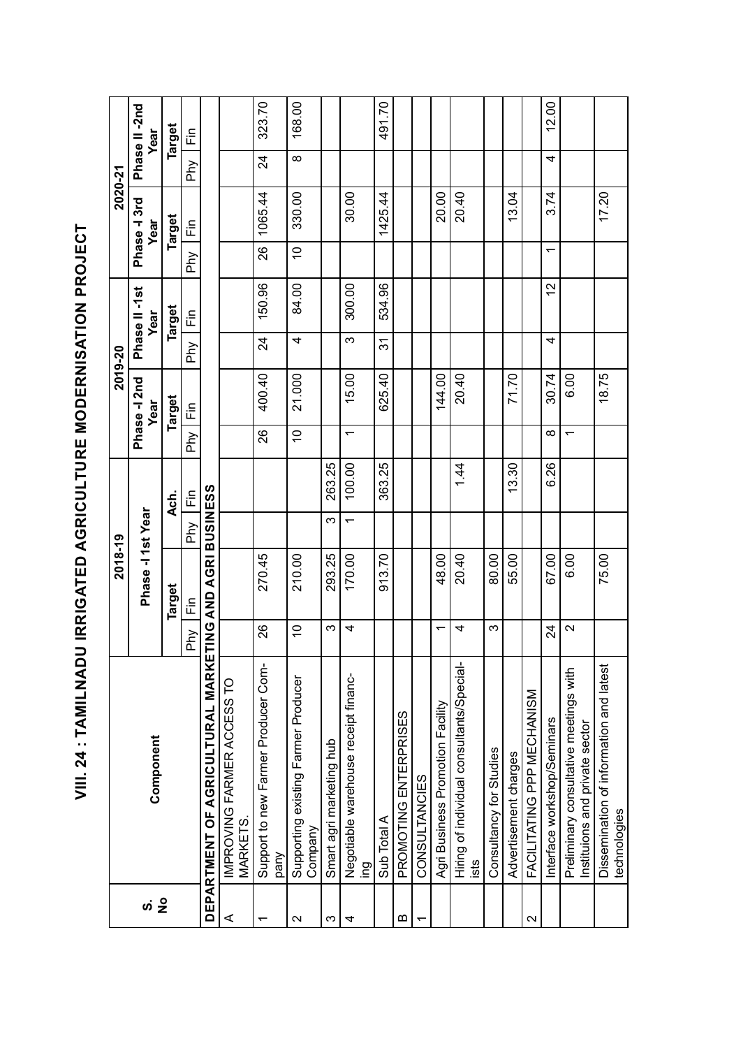# VIII. 24 : TAMILNADU IRRIGATED AGRICULTURE MODERNISATION PROJECT

| S. No | Component | 2018-19 | | | | 2019-20 | | | | 2020-21 | | | |
|---|---|---|---|---|---|---|---|---|---|---|---|---|---|
| | | Phase -I 1st Year | | | | Phase -I 2nd Year | | Phase II -1st Year | | Phase -I 3rd Year | | Phase II -2nd Year | |
| | | Target | | Ach. | | Target | | Target | | Target | | Target | |
| | | Phy | Fin | Phy | Fin | Phy | Fin | Phy | Fin | Phy | Fin | Phy | Fin |
| **DEPARTMENT OF AGRICULTURAL MARKETING AND AGRI BUSINESS** | | | | | | | | | | | | | |
| A | IMPROVING FARMER ACCESS TO MARKETS. | | | | | | | | | | | | |
| 1 | Support to new Farmer Producer Company | 26 | 270.45 | | | 26 | 400.40 | 24 | 150.96 | 26 | 1065.44 | 24 | 323.70 |
| 2 | Supporting existing Farmer Producer Company | 10 | 210.00 | | | 10 | 21.000 | 4 | 84.00 | 10 | 330.00 | 8 | 168.00 |
| 3 | Smart agri marketing hub | 3 | 293.25 | 3 | 263.25 | | | | | | | | |
| 4 | Negotiable warehouse receipt financing | 4 | 170.00 | 1 | 100.00 | 1 | 15.00 | 3 | 300.00 | | 30.00 | | |
| | Sub Total A | | 913.70 | | 363.25 | | 625.40 | 31 | 534.96 | | 1425.44 | | 491.70 |
| B | PROMOTING ENTERPRISES | | | | | | | | | | | | |
| 1 | CONSULTANCIES | | | | | | | | | | | | |
| | Agri Business Promotion Facility | 1 | 48.00 | | | | 144.00 | | | | 20.00 | | |
| | Hiring of individual consultants/Specialists | 4 | 20.40 | | 1.44 | | 20.40 | | | | 20.40 | | |
| | Consultancy for Studies | 3 | 80.00 | | | | | | | | | | |
| | Advertisement charges | | 55.00 | | 13.30 | | 71.70 | | | | 13.04 | | |
| 2 | FACILITATING PPP MECHANISM | | | | | | | | | | | | |
| | Interface workshop/Seminars | 24 | 67.00 | | 6.26 | 8 | 30.74 | 4 | 12 | 1 | 3.74 | 4 | 12.00 |
| | Preliminary consultative meetings with Instituions and private sector | 2 | 6.00 | | | 1 | 6.00 | | | | | | |
| | Dissemination of information and latest technologies | | 75.00 | | | | 18.75 | | | | 17.20 | | |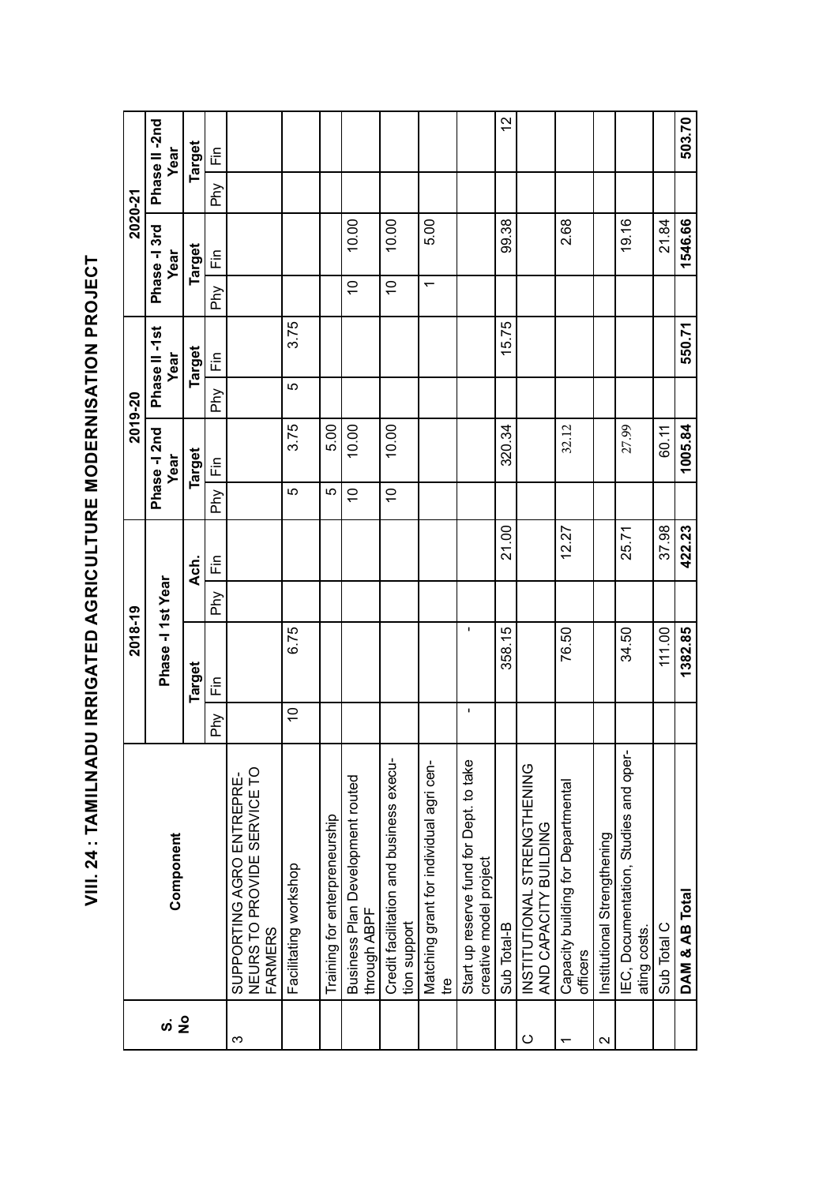# VIII. 24 : TAMILNADU IRRIGATED AGRICULTURE MODERNISATION PROJECT

| S. No | Component | 2018-19 | | | | 2019-20 | | | | 2020-21 | | | |
|---|---|---|---|---|---|---|---|---|---|---|---|---|---|
| | | Phase -I 1st Year | | | | Phase -I 2nd Year | | Phase II -1st Year | | Phase -I 3rd Year | | Phase II -2nd Year | |
| | | Target | | Ach. | | Target | | Target | | Target | | Target | |
| | | Phy | Fin | Phy | Fin | Phy | Fin | Phy | Fin | Phy | Fin | Phy | Fin |
| 3 | SUPPORTING AGRO ENTREPRENEURS TO PROVIDE SERVICE TO FARMERS | | | | | | | | | | | | |
| | Facilitating workshop | 10 | 6.75 | | | 5 | 3.75 | 5 | 3.75 | | | | |
| | Training for enterpreneurship | | | | | 5 | 5.00 | | | | | | |
| | Business Plan Development routed through ABPF | | | | | 10 | 10.00 | | | 10 | 10.00 | | |
| | Credit facilitation and business execution support | | | | | 10 | 10.00 | | | 10 | 10.00 | | |
| | Matching grant for individual agri centre | | | | | | | | | 1 | 5.00 | | |
| | Start up reserve fund for Dept. to take creative model project | - | - | | | | | | | | | | |
| | Sub Total-B | | 358.15 | | 21.00 | | 320.34 | | 15.75 | | 99.38 | | 12 |
| C | INSTITUTIONAL STRENGTHENING AND CAPACITY BUILDING | | | | | | | | | | | | |
| 1 | Capacity building for Departmental officers | | 76.50 | | 12.27 | | 32.12 | | | | 2.68 | | |
| 2 | Institutional Strengthening | | | | | | | | | | | | |
| | IEC, Documentation, Studies and operating costs. | | 34.50 | | 25.71 | | 27.99 | | | | 19.16 | | |
| | Sub Total C | | 111.00 | | 37.98 | | 60.11 | | | | 21.84 | | |
| | **DAM & AB Total** | | **1382.85** | | **422.23** | | **1005.84** | | **550.71** | | **1546.66** | | **503.70** |